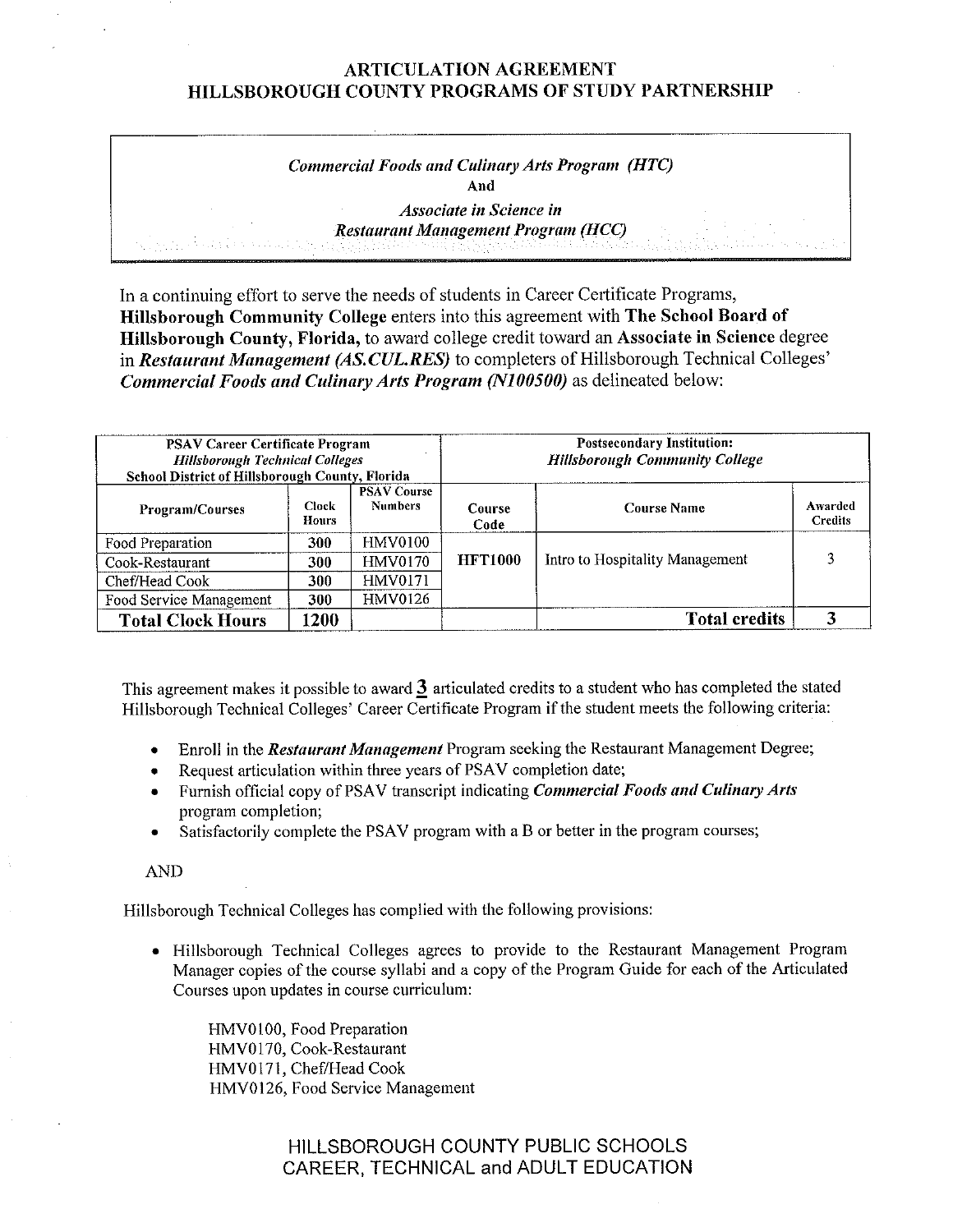# ARTICULATION AGREEMENT
# HILLSBOROUGH COUNTY PROGRAMS OF STUDY PARTNERSHIP

*Commercial Foods and Culinary Arts Program (HTC)*
**And**
*Associate in Science in*
*Restaurant Management Program (HCC)*

In a continuing effort to serve the needs of students in Career Certificate Programs, **Hillsborough Community College** enters into this agreement with **The School Board of Hillsborough County, Florida,** to award college credit toward an **Associate in Science** degree in ***Restaurant Management (AS.CUL.RES)*** to completers of Hillsborough Technical Colleges' ***Commercial Foods and Culinary Arts Program (N100500)*** as delineated below:

| **PSAV Career Certificate Program** *Hillsborough Technical Colleges* **School District of Hillsborough County, Florida** | | | **Postsecondary Institution:** *Hillsborough Community College* | | |
|---|---|---|---|---|---|
| **Program/Courses** | **Clock Hours** | **PSAV Course Numbers** | **Course Code** | **Course Name** | **Awarded Credits** |
| Food Preparation | **300** | HMV0100 | **HFT1000** | Intro to Hospitality Management | 3 |
| Cook-Restaurant | **300** | HMV0170 | | | |
| Chef/Head Cook | **300** | HMV0171 | | | |
| Food Service Management | **300** | HMV0126 | | | |
| **Total Clock Hours** | **1200** | | | **Total credits** | **3** |

This agreement makes it possible to award **3** articulated credits to a student who has completed the stated Hillsborough Technical Colleges' Career Certificate Program if the student meets the following criteria:

- Enroll in the ***Restaurant Management*** Program seeking the Restaurant Management Degree;
- Request articulation within three years of PSAV completion date;
- Furnish official copy of PSAV transcript indicating ***Commercial Foods and Culinary Arts*** program completion;
- Satisfactorily complete the PSAV program with a B or better in the program courses;

AND

Hillsborough Technical Colleges has complied with the following provisions:

- Hillsborough Technical Colleges agrees to provide to the Restaurant Management Program Manager copies of the course syllabi and a copy of the Program Guide for each of the Articulated Courses upon updates in course curriculum:

  HMV0100, Food Preparation
  HMV0170, Cook-Restaurant
  HMV0171, Chef/Head Cook
  HMV0126, Food Service Management

HILLSBOROUGH COUNTY PUBLIC SCHOOLS
CAREER, TECHNICAL and ADULT EDUCATION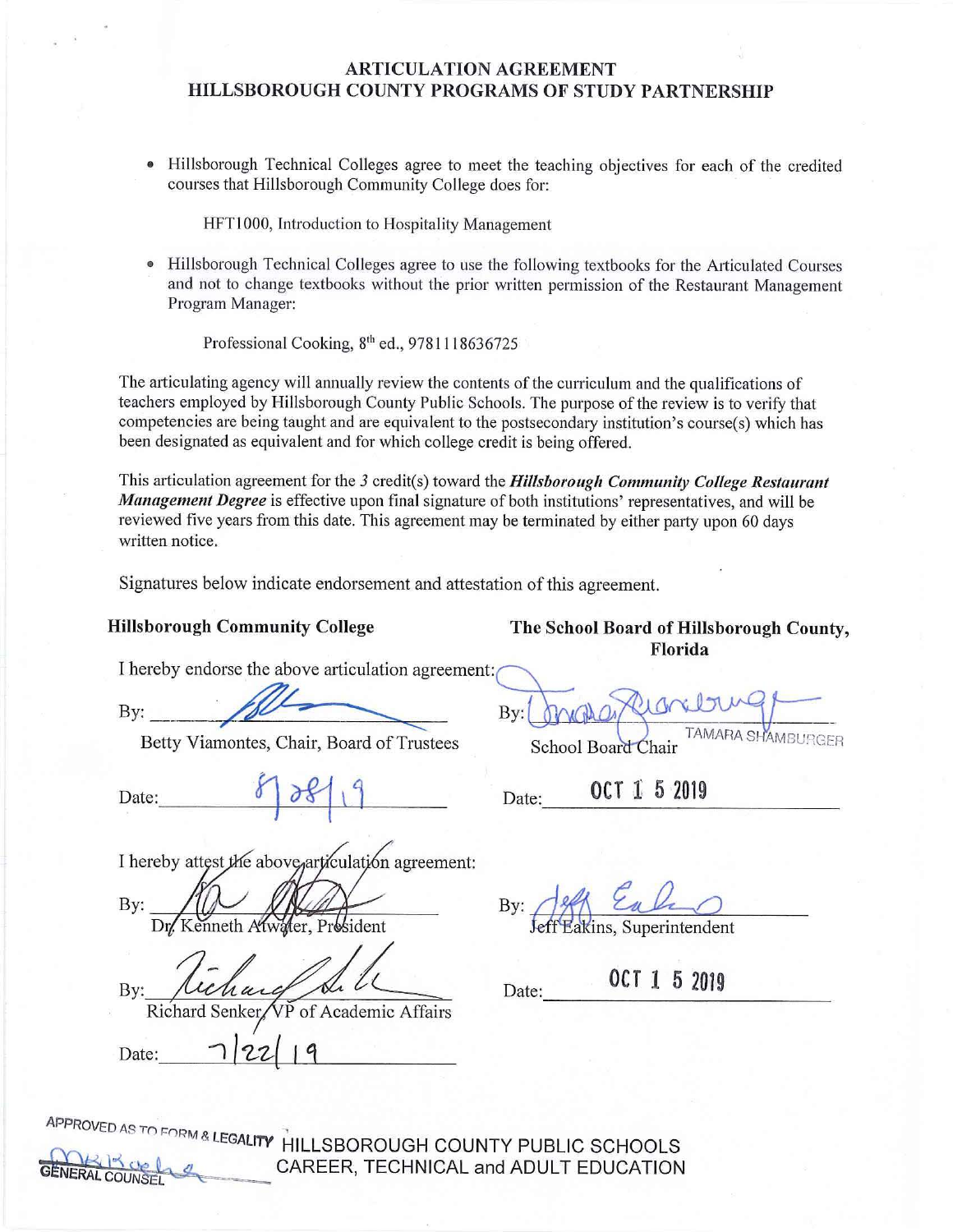## ARTICULATION AGREEMENT
## HILLSBOROUGH COUNTY PROGRAMS OF STUDY PARTNERSHIP

- Hillsborough Technical Colleges agree to meet the teaching objectives for each of the credited courses that Hillsborough Community College does for:

  HFT1000, Introduction to Hospitality Management

- Hillsborough Technical Colleges agree to use the following textbooks for the Articulated Courses and not to change textbooks without the prior written permission of the Restaurant Management Program Manager:

  Professional Cooking, 8th ed., 9781118636725

The articulating agency will annually review the contents of the curriculum and the qualifications of teachers employed by Hillsborough County Public Schools. The purpose of the review is to verify that competencies are being taught and are equivalent to the postsecondary institution's course(s) which has been designated as equivalent and for which college credit is being offered.

This articulation agreement for the *3* credit(s) toward the ***Hillsborough Community College Restaurant Management Degree*** is effective upon final signature of both institutions' representatives, and will be reviewed five years from this date. This agreement may be terminated by either party upon 60 days written notice.

Signatures below indicate endorsement and attestation of this agreement.

**Hillsborough Community College**

I hereby endorse the above articulation agreement:

By: ______________________
Betty Viamontes, Chair, Board of Trustees

Date: 8/28/19

I hereby attest the above articulation agreement:

By: ______________________
Dr. Kenneth Atwater, President

By: ______________________
Richard Senker, VP of Academic Affairs

Date: 7/22/19

**The School Board of Hillsborough County, Florida**

By: ______________________ TAMARA SHAMBURGER
School Board Chair

Date: OCT 15 2019

By: ______________________
Jeff Eakins, Superintendent

Date: OCT 15 2019

APPROVED AS TO FORM & LEGALITY
GENERAL COUNSEL

HILLSBOROUGH COUNTY PUBLIC SCHOOLS
CAREER, TECHNICAL and ADULT EDUCATION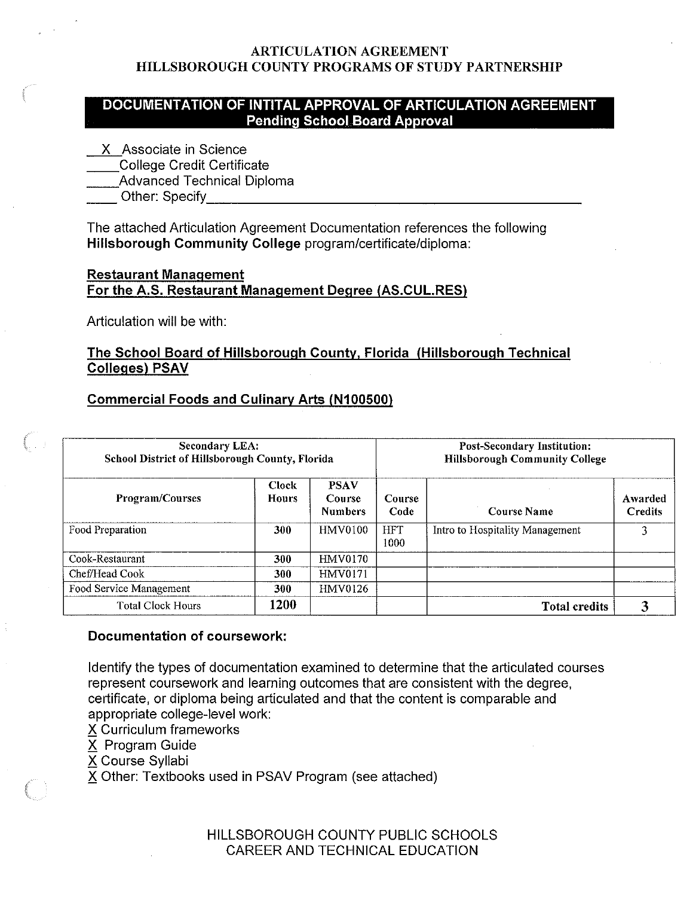# ARTICULATION AGREEMENT
# HILLSBOROUGH COUNTY PROGRAMS OF STUDY PARTNERSHIP

## DOCUMENTATION OF INTITAL APPROVAL OF ARTICULATION AGREEMENT
**Pending School Board Approval**

\_\_X\_\_ Associate in Science
\_\_\_\_College Credit Certificate
\_\_\_\_Advanced Technical Diploma
\_\_\_\_ Other: Specify\_\_\_\_\_\_\_\_\_\_\_\_\_\_\_\_\_\_\_\_\_\_\_\_\_\_\_\_\_\_\_\_\_\_\_\_\_\_\_\_\_\_\_\_

The attached Articulation Agreement Documentation references the following **Hillsborough Community College** program/certificate/diploma:

**Restaurant Management**
**For the A.S. Restaurant Management Degree (AS.CUL.RES)**

Articulation will be with:

**The School Board of Hillsborough County, Florida (Hillsborough Technical Colleges) PSAV**

**Commercial Foods and Culinary Arts (N100500)**

| Secondary LEA: School District of Hillsborough County, Florida | | | Post-Secondary Institution: Hillsborough Community College | | |
|---|---|---|---|---|---|
| **Program/Courses** | **Clock Hours** | **PSAV Course Numbers** | **Course Code** | **Course Name** | **Awarded Credits** |
| Food Preparation | 300 | HMV0100 | HFT 1000 | Intro to Hospitality Management | 3 |
| Cook-Restaurant | 300 | HMV0170 | | | |
| Chef/Head Cook | 300 | HMV0171 | | | |
| Food Service Management | 300 | HMV0126 | | | |
| Total Clock Hours | 1200 | | | **Total credits** | **3** |

**Documentation of coursework:**

Identify the types of documentation examined to determine that the articulated courses represent coursework and learning outcomes that are consistent with the degree, certificate, or diploma being articulated and that the content is comparable and appropriate college-level work:

X Curriculum frameworks
X Program Guide
X Course Syllabi
X Other: Textbooks used in PSAV Program (see attached)

HILLSBOROUGH COUNTY PUBLIC SCHOOLS
CAREER AND TECHNICAL EDUCATION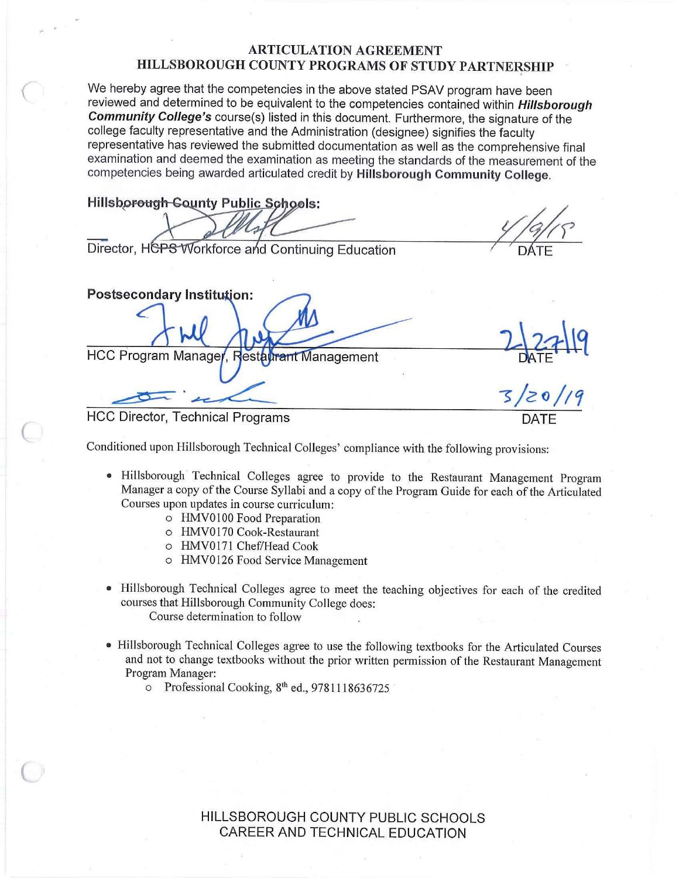# ARTICULATION AGREEMENT
## HILLSBOROUGH COUNTY PROGRAMS OF STUDY PARTNERSHIP

We hereby agree that the competencies in the above stated PSAV program have been reviewed and determined to be equivalent to the competencies contained within ***Hillsborough Community College's*** course(s) listed in this document. Furthermore, the signature of the college faculty representative and the Administration (designee) signifies the faculty representative has reviewed the submitted documentation as well as the comprehensive final examination and deemed the examination as meeting the standards of the measurement of the competencies being awarded articulated credit by **Hillsborough Community College**.

**Hillsborough County Public Schools:**

Director, HCPS Workforce and Continuing Education — DATE: 4/9/19

**Postsecondary Institution:**

HCC Program Manager, Restaurant Management — DATE: 2/27/19

HCC Director, Technical Programs — DATE: 3/20/19

Conditioned upon Hillsborough Technical Colleges' compliance with the following provisions:

- Hillsborough Technical Colleges agree to provide to the Restaurant Management Program Manager a copy of the Course Syllabi and a copy of the Program Guide for each of the Articulated Courses upon updates in course curriculum:
  - HMV0100 Food Preparation
  - HMV0170 Cook-Restaurant
  - HMV0171 Chef/Head Cook
  - HMV0126 Food Service Management
- Hillsborough Technical Colleges agree to meet the teaching objectives for each of the credited courses that Hillsborough Community College does:
  Course determination to follow
- Hillsborough Technical Colleges agree to use the following textbooks for the Articulated Courses and not to change textbooks without the prior written permission of the Restaurant Management Program Manager:
  - Professional Cooking, 8th ed., 9781118636725

HILLSBOROUGH COUNTY PUBLIC SCHOOLS
CAREER AND TECHNICAL EDUCATION